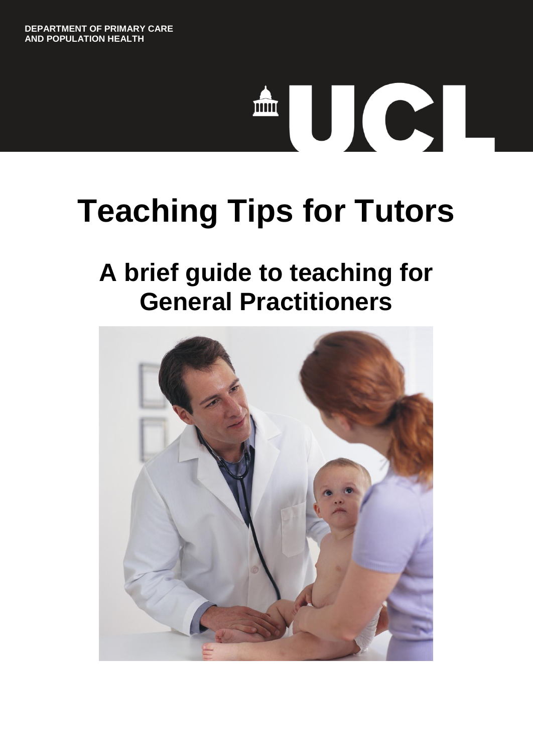DEPARTMENT OF PRIMARY CARE AND POPULATION HEALTH

UCL

# Teaching Tips for Tutors

## A brief guide to teaching for General Practitioners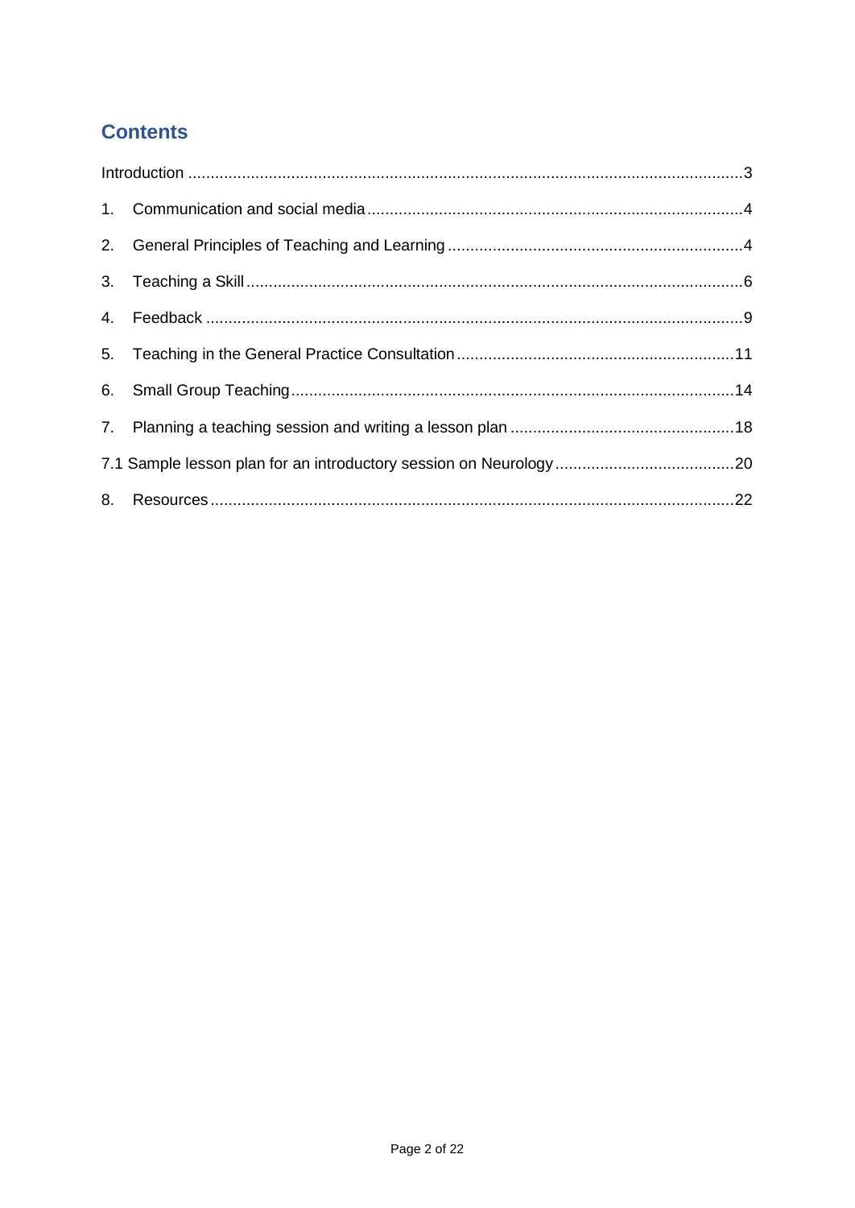## Contents

Introduction ....................................................................................................................... 3

1. Communication and social media ............................................................................. 4
2. General Principles of Teaching and Learning ........................................................... 4
3. Teaching a Skill ......................................................................................................... 6
4. Feedback ................................................................................................................... 9
5. Teaching in the General Practice Consultation ........................................................ 11
6. Small Group Teaching ............................................................................................. 14
7. Planning a teaching session and writing a lesson plan ............................................ 18

7.1 Sample lesson plan for an introductory session on Neurology .................................. 20

8. Resources ................................................................................................................ 22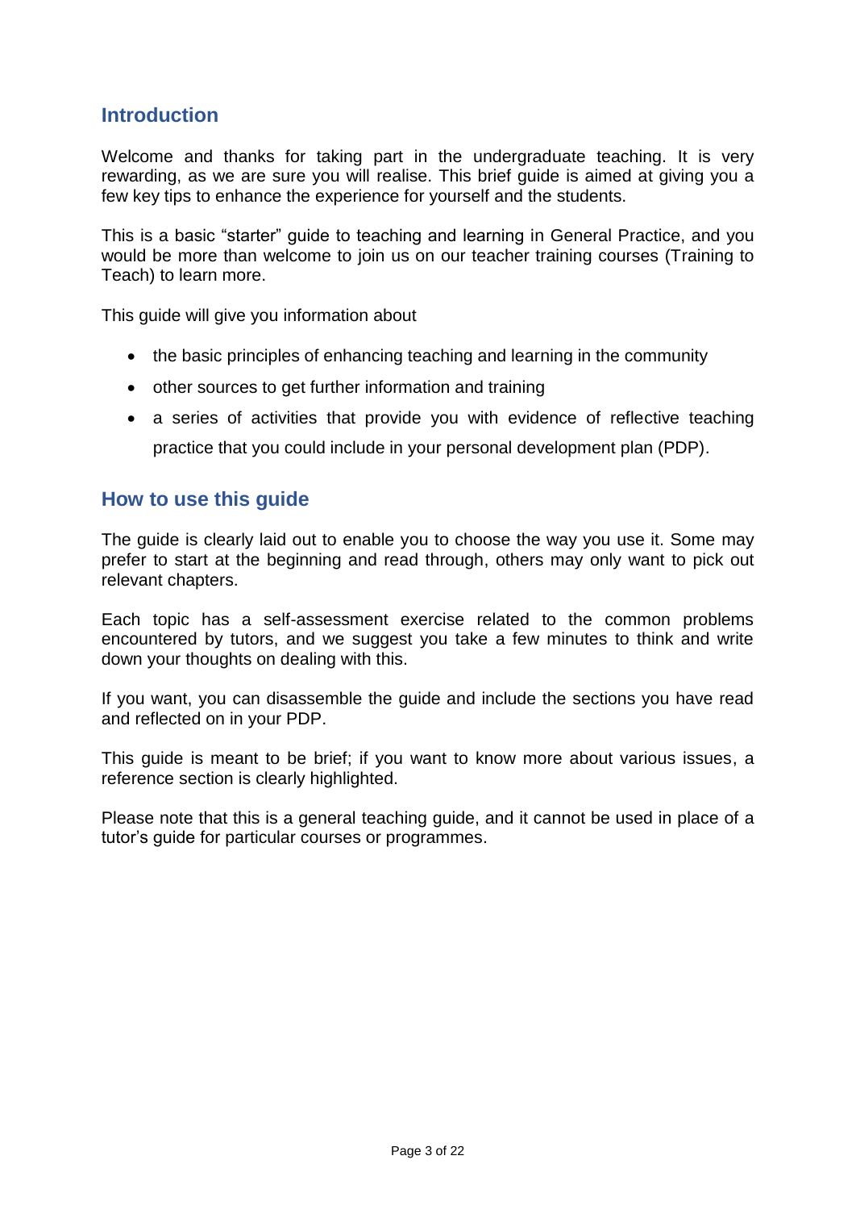## Introduction

Welcome and thanks for taking part in the undergraduate teaching. It is very rewarding, as we are sure you will realise. This brief guide is aimed at giving you a few key tips to enhance the experience for yourself and the students.

This is a basic “starter” guide to teaching and learning in General Practice, and you would be more than welcome to join us on our teacher training courses (Training to Teach) to learn more.

This guide will give you information about

- the basic principles of enhancing teaching and learning in the community
- other sources to get further information and training
- a series of activities that provide you with evidence of reflective teaching practice that you could include in your personal development plan (PDP).

## How to use this guide

The guide is clearly laid out to enable you to choose the way you use it. Some may prefer to start at the beginning and read through, others may only want to pick out relevant chapters.

Each topic has a self-assessment exercise related to the common problems encountered by tutors, and we suggest you take a few minutes to think and write down your thoughts on dealing with this.

If you want, you can disassemble the guide and include the sections you have read and reflected on in your PDP.

This guide is meant to be brief; if you want to know more about various issues, a reference section is clearly highlighted.

Please note that this is a general teaching guide, and it cannot be used in place of a tutor’s guide for particular courses or programmes.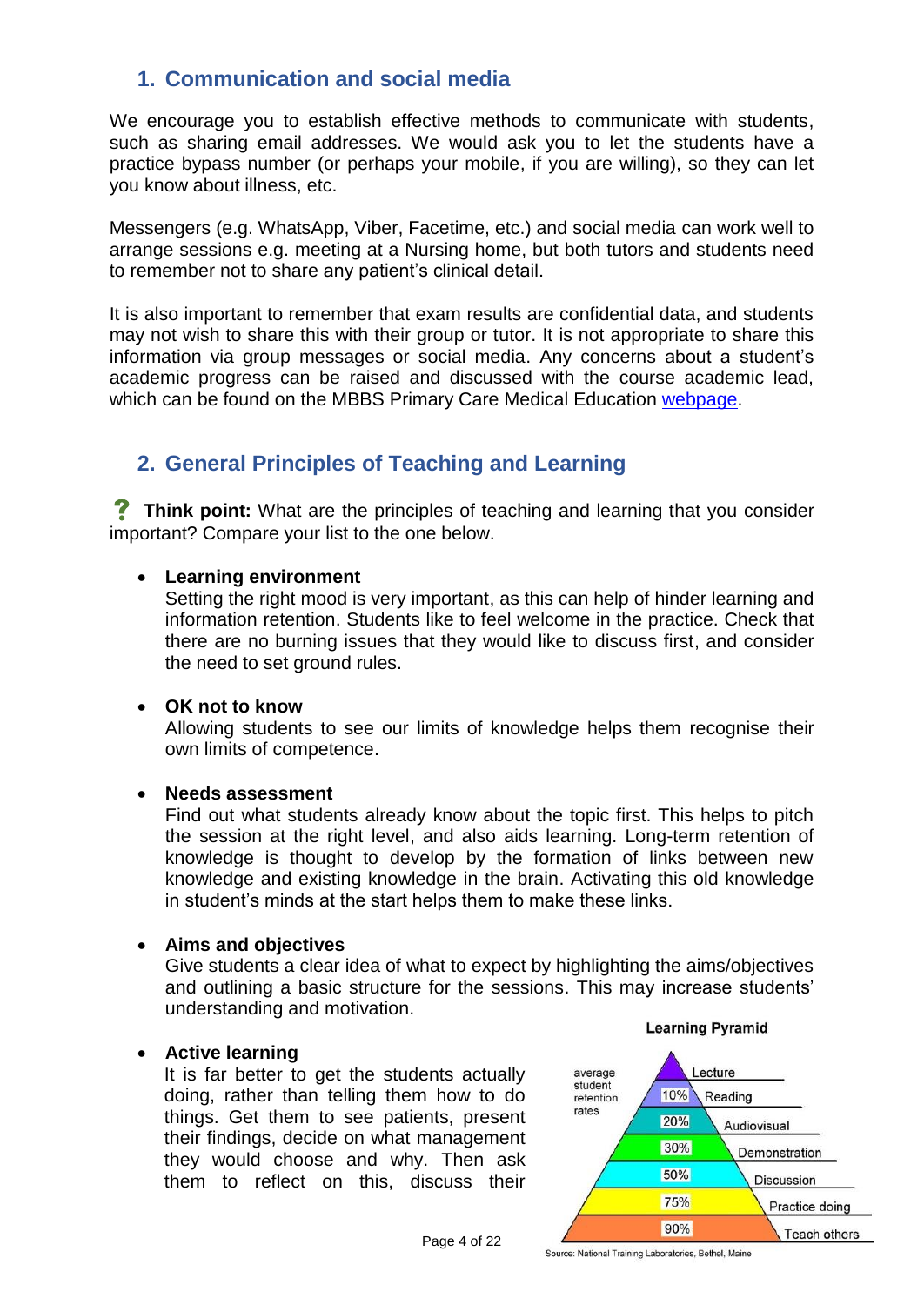## 1. Communication and social media

We encourage you to establish effective methods to communicate with students, such as sharing email addresses. We would ask you to let the students have a practice bypass number (or perhaps your mobile, if you are willing), so they can let you know about illness, etc.

Messengers (e.g. WhatsApp, Viber, Facetime, etc.) and social media can work well to arrange sessions e.g. meeting at a Nursing home, but both tutors and students need to remember not to share any patient's clinical detail.

It is also important to remember that exam results are confidential data, and students may not wish to share this with their group or tutor. It is not appropriate to share this information via group messages or social media. Any concerns about a student's academic progress can be raised and discussed with the course academic lead, which can be found on the MBBS Primary Care Medical Education [webpage](webpage).

## 2. General Principles of Teaching and Learning

❓ **Think point:** What are the principles of teaching and learning that you consider important? Compare your list to the one below.

- **Learning environment**
  Setting the right mood is very important, as this can help of hinder learning and information retention. Students like to feel welcome in the practice. Check that there are no burning issues that they would like to discuss first, and consider the need to set ground rules.

- **OK not to know**
  Allowing students to see our limits of knowledge helps them recognise their own limits of competence.

- **Needs assessment**
  Find out what students already know about the topic first. This helps to pitch the session at the right level, and also aids learning. Long-term retention of knowledge is thought to develop by the formation of links between new knowledge and existing knowledge in the brain. Activating this old knowledge in student's minds at the start helps them to make these links.

- **Aims and objectives**
  Give students a clear idea of what to expect by highlighting the aims/objectives and outlining a basic structure for the sessions. This may increase students' understanding and motivation.

- **Active learning**
  It is far better to get the students actually doing, rather than telling them how to do things. Get them to see patients, present their findings, decide on what management they would choose and why. Then ask them to reflect on this, discuss their

**Learning Pyramid**

average student retention rates

| Rate | Method |
|---|---|
| | Lecture |
| 10% | Reading |
| 20% | Audiovisual |
| 30% | Demonstration |
| 50% | Discussion |
| 75% | Practice doing |
| 90% | Teach others |

Source: National Training Laboratories, Bethel, Maine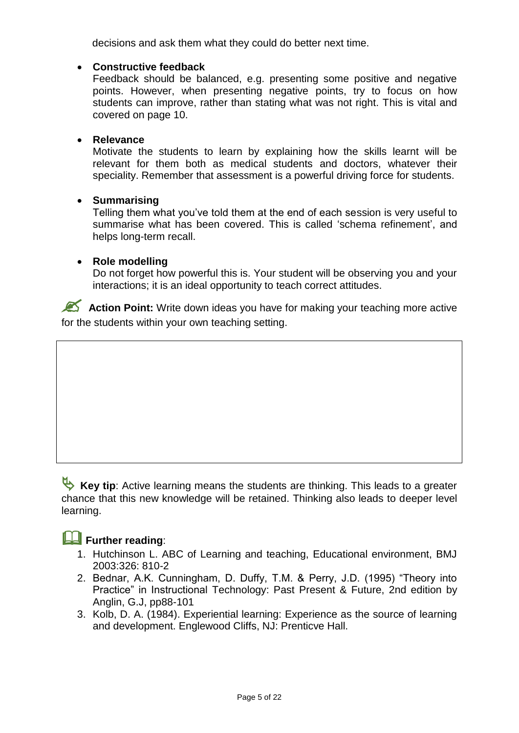decisions and ask them what they could do better next time.

- **Constructive feedback**
  Feedback should be balanced, e.g. presenting some positive and negative points. However, when presenting negative points, try to focus on how students can improve, rather than stating what was not right. This is vital and covered on page 10.

- **Relevance**
  Motivate the students to learn by explaining how the skills learnt will be relevant for them both as medical students and doctors, whatever their speciality. Remember that assessment is a powerful driving force for students.

- **Summarising**
  Telling them what you've told them at the end of each session is very useful to summarise what has been covered. This is called 'schema refinement', and helps long-term recall.

- **Role modelling**
  Do not forget how powerful this is. Your student will be observing you and your interactions; it is an ideal opportunity to teach correct attitudes.

**Action Point:** Write down ideas you have for making your teaching more active for the students within your own teaching setting.

**Key tip**: Active learning means the students are thinking. This leads to a greater chance that this new knowledge will be retained. Thinking also leads to deeper level learning.

**Further reading**:

1. Hutchinson L. ABC of Learning and teaching, Educational environment, BMJ 2003:326: 810-2
2. Bednar, A.K. Cunningham, D. Duffy, T.M. & Perry, J.D. (1995) "Theory into Practice" in Instructional Technology: Past Present & Future, 2nd edition by Anglin, G.J, pp88-101
3. Kolb, D. A. (1984). Experiential learning: Experience as the source of learning and development. Englewood Cliffs, NJ: Prenticve Hall.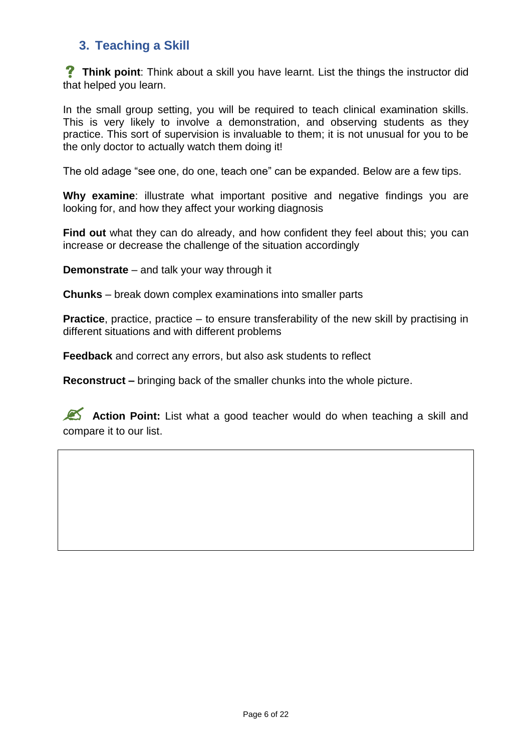## 3. Teaching a Skill

**Think point**: Think about a skill you have learnt. List the things the instructor did that helped you learn.

In the small group setting, you will be required to teach clinical examination skills. This is very likely to involve a demonstration, and observing students as they practice. This sort of supervision is invaluable to them; it is not unusual for you to be the only doctor to actually watch them doing it!

The old adage "see one, do one, teach one" can be expanded. Below are a few tips.

**Why examine**: illustrate what important positive and negative findings you are looking for, and how they affect your working diagnosis

**Find out** what they can do already, and how confident they feel about this; you can increase or decrease the challenge of the situation accordingly

**Demonstrate** – and talk your way through it

**Chunks** – break down complex examinations into smaller parts

**Practice**, practice, practice – to ensure transferability of the new skill by practising in different situations and with different problems

**Feedback** and correct any errors, but also ask students to reflect

**Reconstruct –** bringing back of the smaller chunks into the whole picture.

**Action Point:** List what a good teacher would do when teaching a skill and compare it to our list.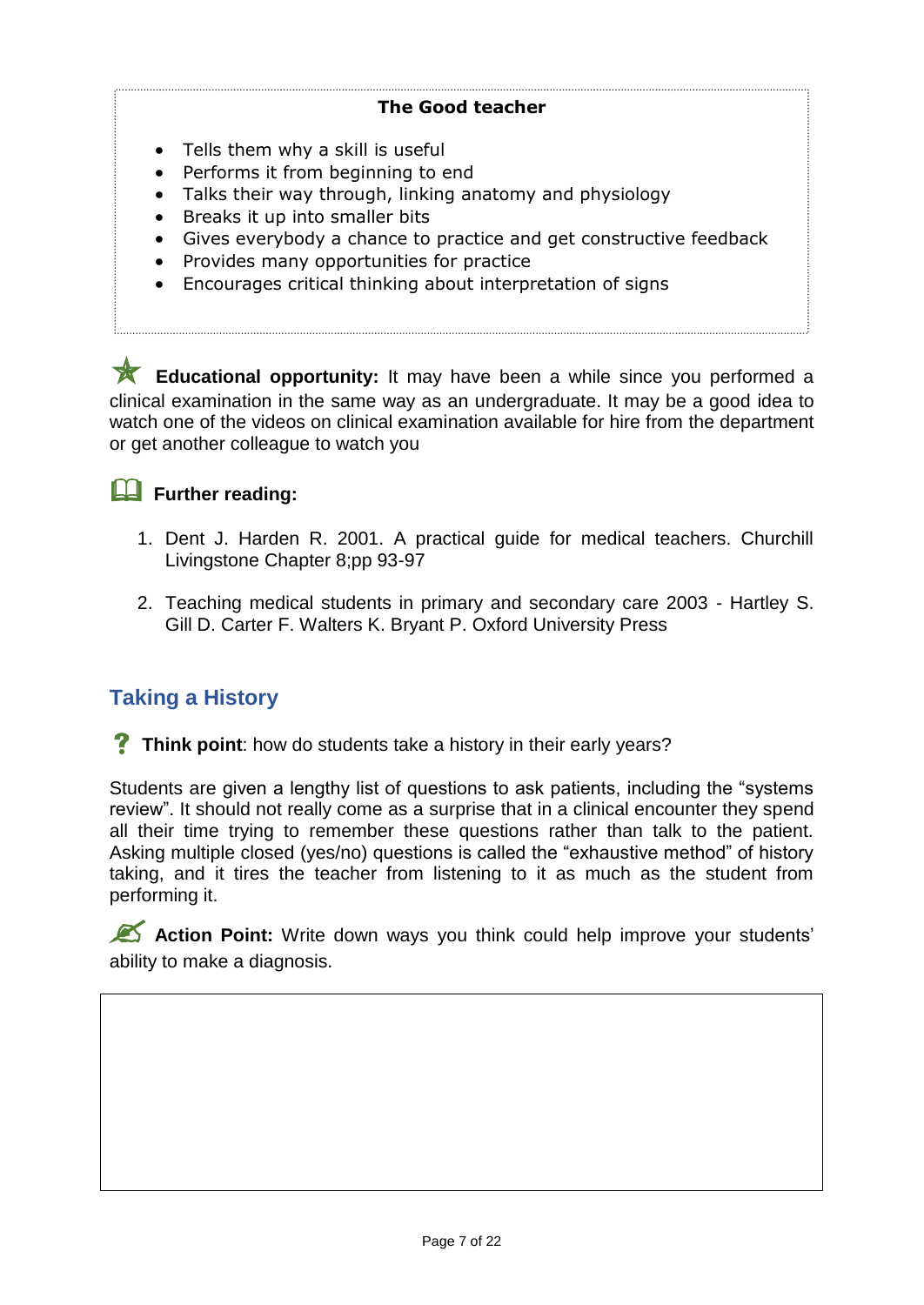**The Good teacher**

- Tells them why a skill is useful
- Performs it from beginning to end
- Talks their way through, linking anatomy and physiology
- Breaks it up into smaller bits
- Gives everybody a chance to practice and get constructive feedback
- Provides many opportunities for practice
- Encourages critical thinking about interpretation of signs

**Educational opportunity:** It may have been a while since you performed a clinical examination in the same way as an undergraduate. It may be a good idea to watch one of the videos on clinical examination available for hire from the department or get another colleague to watch you

**Further reading:**

1. Dent J. Harden R. 2001. A practical guide for medical teachers. Churchill Livingstone Chapter 8;pp 93-97

2. Teaching medical students in primary and secondary care 2003 - Hartley S. Gill D. Carter F. Walters K. Bryant P. Oxford University Press

## Taking a History

**Think point**: how do students take a history in their early years?

Students are given a lengthy list of questions to ask patients, including the "systems review". It should not really come as a surprise that in a clinical encounter they spend all their time trying to remember these questions rather than talk to the patient. Asking multiple closed (yes/no) questions is called the "exhaustive method" of history taking, and it tires the teacher from listening to it as much as the student from performing it.

**Action Point:** Write down ways you think could help improve your students' ability to make a diagnosis.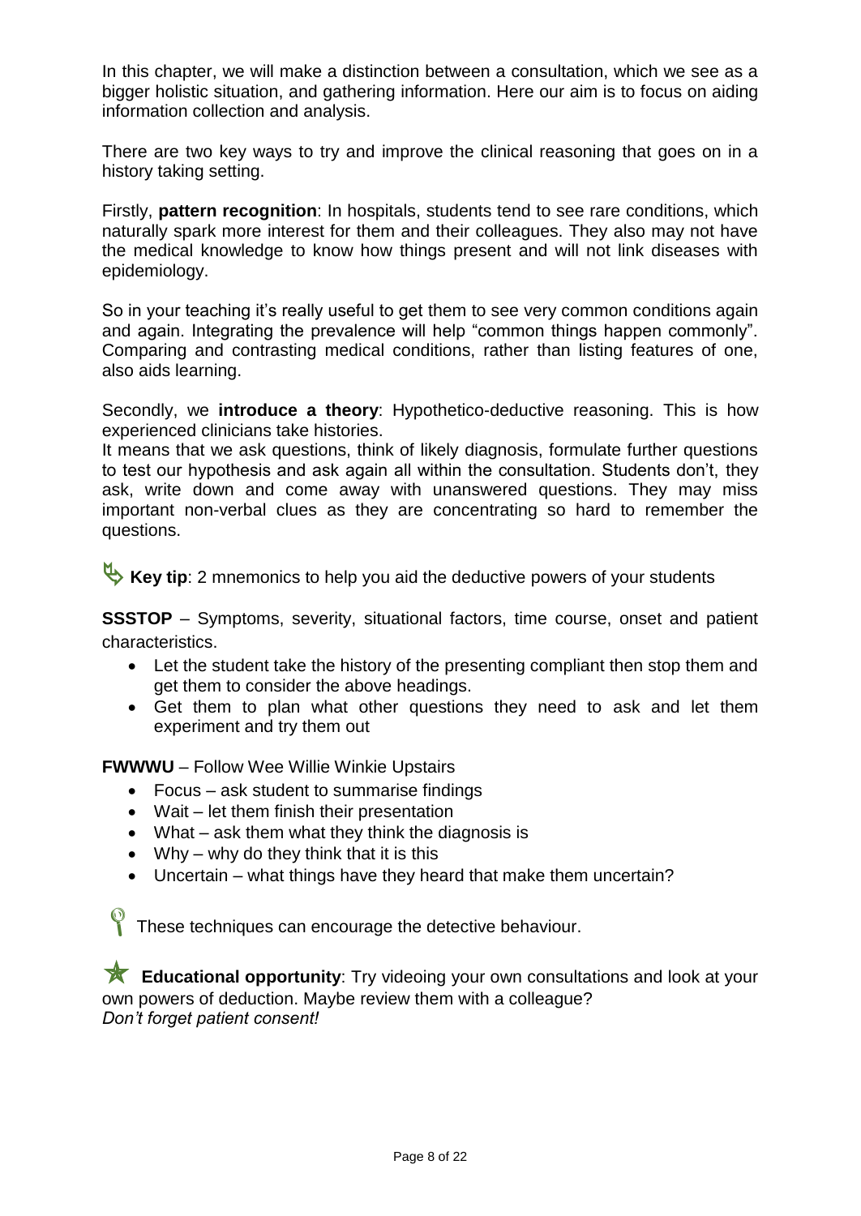In this chapter, we will make a distinction between a consultation, which we see as a bigger holistic situation, and gathering information. Here our aim is to focus on aiding information collection and analysis.

There are two key ways to try and improve the clinical reasoning that goes on in a history taking setting.

Firstly, **pattern recognition**: In hospitals, students tend to see rare conditions, which naturally spark more interest for them and their colleagues. They also may not have the medical knowledge to know how things present and will not link diseases with epidemiology.

So in your teaching it's really useful to get them to see very common conditions again and again. Integrating the prevalence will help "common things happen commonly". Comparing and contrasting medical conditions, rather than listing features of one, also aids learning.

Secondly, we **introduce a theory**: Hypothetico-deductive reasoning. This is how experienced clinicians take histories.
It means that we ask questions, think of likely diagnosis, formulate further questions to test our hypothesis and ask again all within the consultation. Students don't, they ask, write down and come away with unanswered questions. They may miss important non-verbal clues as they are concentrating so hard to remember the questions.

**Key tip**: 2 mnemonics to help you aid the deductive powers of your students

**SSSTOP** – Symptoms, severity, situational factors, time course, onset and patient characteristics.

- Let the student take the history of the presenting compliant then stop them and get them to consider the above headings.
- Get them to plan what other questions they need to ask and let them experiment and try them out

**FWWWU** – Follow Wee Willie Winkie Upstairs

- Focus – ask student to summarise findings
- Wait – let them finish their presentation
- What – ask them what they think the diagnosis is
- Why – why do they think that it is this
- Uncertain – what things have they heard that make them uncertain?

These techniques can encourage the detective behaviour.

**Educational opportunity**: Try videoing your own consultations and look at your own powers of deduction. Maybe review them with a colleague?
*Don't forget patient consent!*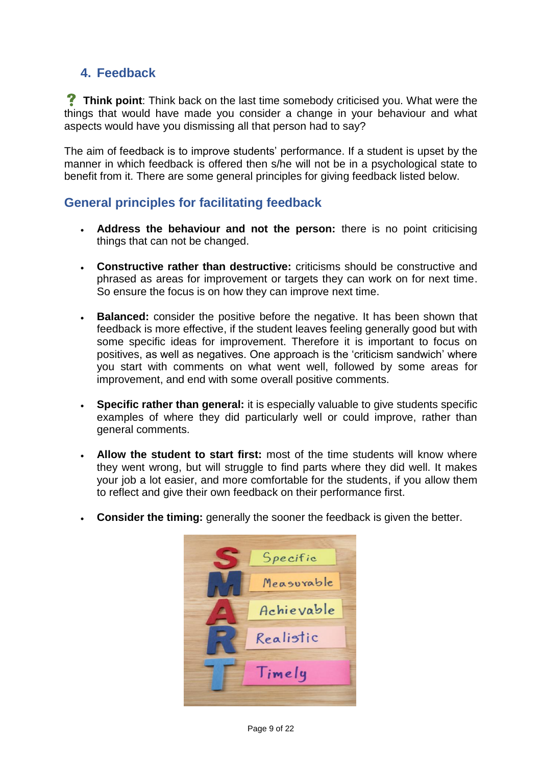## 4. Feedback

? **Think point**: Think back on the last time somebody criticised you. What were the things that would have made you consider a change in your behaviour and what aspects would have you dismissing all that person had to say?

The aim of feedback is to improve students' performance. If a student is upset by the manner in which feedback is offered then s/he will not be in a psychological state to benefit from it. There are some general principles for giving feedback listed below.

### General principles for facilitating feedback

- **Address the behaviour and not the person:** there is no point criticising things that can not be changed.
- **Constructive rather than destructive:** criticisms should be constructive and phrased as areas for improvement or targets they can work on for next time. So ensure the focus is on how they can improve next time.
- **Balanced:** consider the positive before the negative. It has been shown that feedback is more effective, if the student leaves feeling generally good but with some specific ideas for improvement. Therefore it is important to focus on positives, as well as negatives. One approach is the 'criticism sandwich' where you start with comments on what went well, followed by some areas for improvement, and end with some overall positive comments.
- **Specific rather than general:** it is especially valuable to give students specific examples of where they did particularly well or could improve, rather than general comments.
- **Allow the student to start first:** most of the time students will know where they went wrong, but will struggle to find parts where they did well. It makes your job a lot easier, and more comfortable for the students, if you allow them to reflect and give their own feedback on their performance first.
- **Consider the timing:** generally the sooner the feedback is given the better.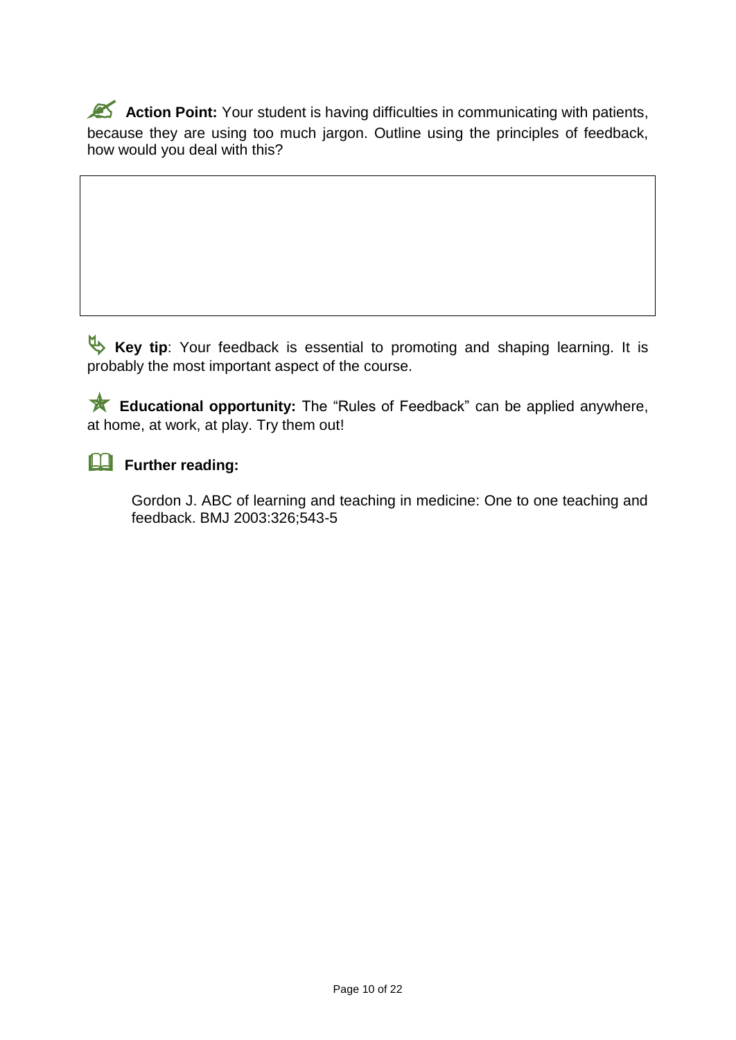**Action Point:** Your student is having difficulties in communicating with patients, because they are using too much jargon. Outline using the principles of feedback, how would you deal with this?

**Key tip**: Your feedback is essential to promoting and shaping learning. It is probably the most important aspect of the course.

**Educational opportunity:** The "Rules of Feedback" can be applied anywhere, at home, at work, at play. Try them out!

**Further reading:**

Gordon J. ABC of learning and teaching in medicine: One to one teaching and feedback. BMJ 2003:326;543-5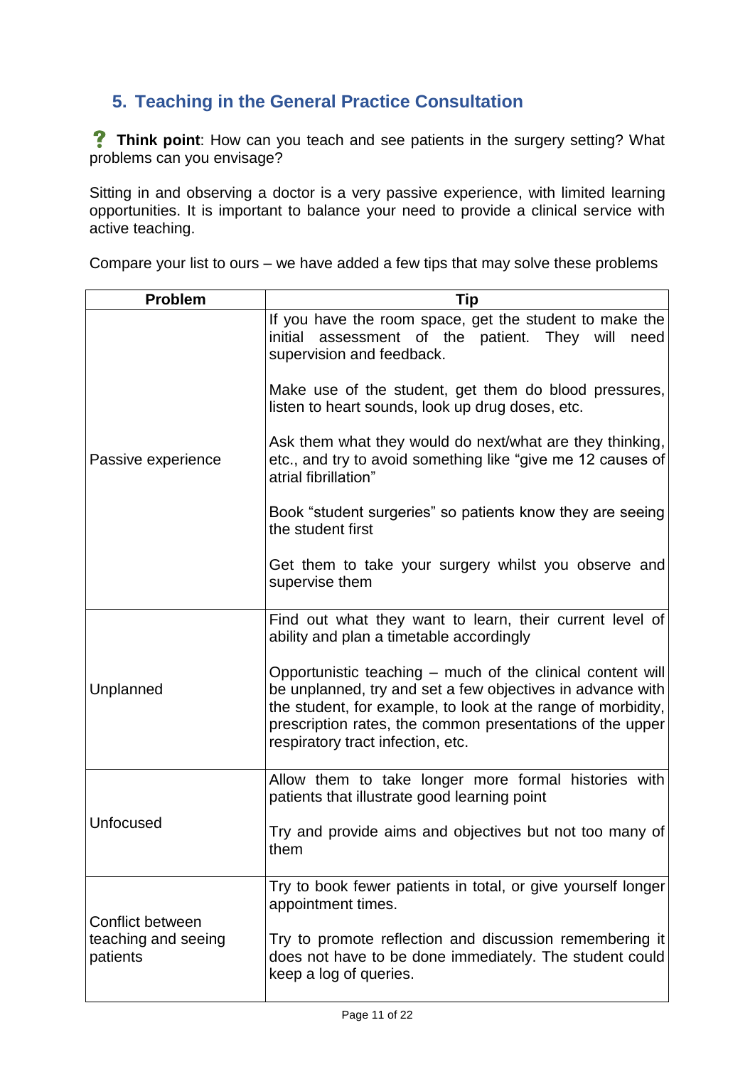## 5. Teaching in the General Practice Consultation

? **Think point**: How can you teach and see patients in the surgery setting? What problems can you envisage?

Sitting in and observing a doctor is a very passive experience, with limited learning opportunities. It is important to balance your need to provide a clinical service with active teaching.

Compare your list to ours – we have added a few tips that may solve these problems

| Problem | Tip |
| --- | --- |
| Passive experience | If you have the room space, get the student to make the initial assessment of the patient. They will need supervision and feedback.<br><br>Make use of the student, get them do blood pressures, listen to heart sounds, look up drug doses, etc.<br><br>Ask them what they would do next/what are they thinking, etc., and try to avoid something like "give me 12 causes of atrial fibrillation"<br><br>Book "student surgeries" so patients know they are seeing the student first<br><br>Get them to take your surgery whilst you observe and supervise them |
| Unplanned | Find out what they want to learn, their current level of ability and plan a timetable accordingly<br><br>Opportunistic teaching – much of the clinical content will be unplanned, try and set a few objectives in advance with the student, for example, to look at the range of morbidity, prescription rates, the common presentations of the upper respiratory tract infection, etc. |
| Unfocused | Allow them to take longer more formal histories with patients that illustrate good learning point<br><br>Try and provide aims and objectives but not too many of them |
| Conflict between teaching and seeing patients | Try to book fewer patients in total, or give yourself longer appointment times.<br><br>Try to promote reflection and discussion remembering it does not have to be done immediately. The student could keep a log of queries. |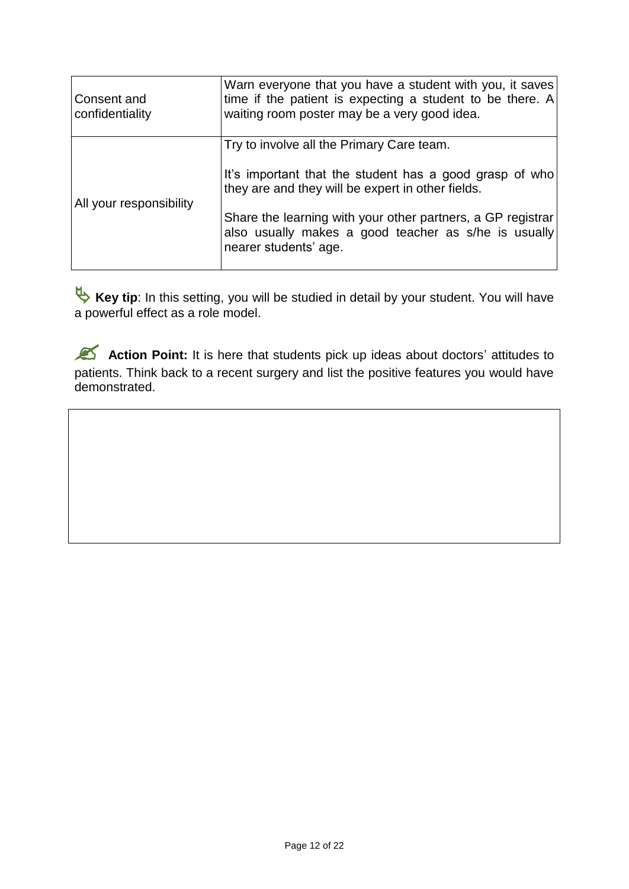| | |
|---|---|
| Consent and confidentiality | Warn everyone that you have a student with you, it saves time if the patient is expecting a student to be there. A waiting room poster may be a very good idea. |
| All your responsibility | Try to involve all the Primary Care team.<br><br>It's important that the student has a good grasp of who they are and they will be expert in other fields.<br><br>Share the learning with your other partners, a GP registrar also usually makes a good teacher as s/he is usually nearer students' age. |

**Key tip**: In this setting, you will be studied in detail by your student. You will have a powerful effect as a role model.

**Action Point:** It is here that students pick up ideas about doctors' attitudes to patients. Think back to a recent surgery and list the positive features you would have demonstrated.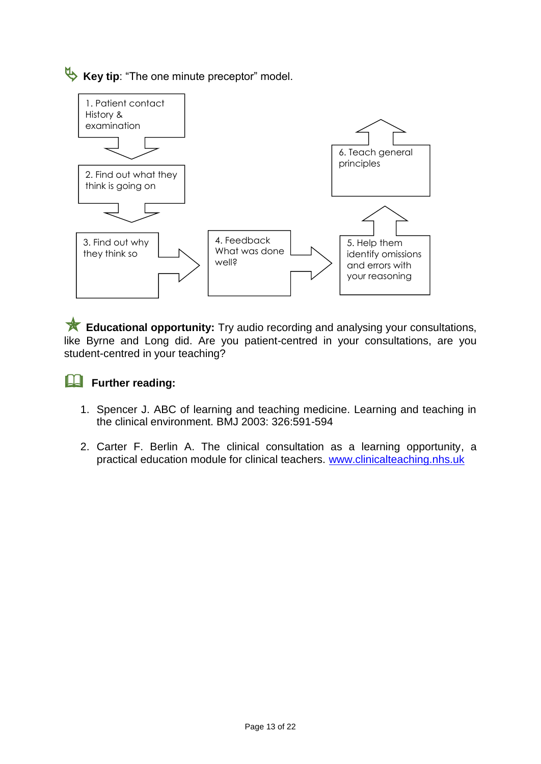**Key tip**: "The one minute preceptor" model.

1. Patient contact History & examination
2. Find out what they think is going on
3. Find out why they think so
4. Feedback What was done well?
5. Help them identify omissions and errors with your reasoning
6. Teach general principles

**Educational opportunity:** Try audio recording and analysing your consultations, like Byrne and Long did. Are you patient-centred in your consultations, are you student-centred in your teaching?

**Further reading:**

1. Spencer J. ABC of learning and teaching medicine. Learning and teaching in the clinical environment. BMJ 2003: 326:591-594

2. Carter F. Berlin A. The clinical consultation as a learning opportunity, a practical education module for clinical teachers. www.clinicalteaching.nhs.uk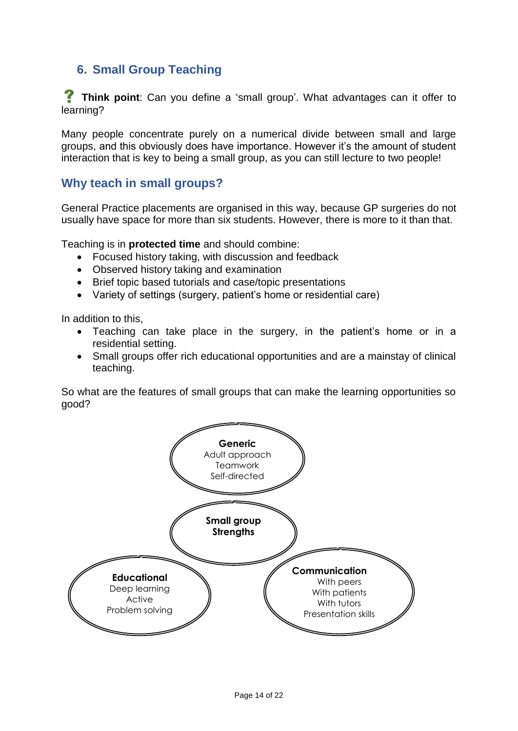## 6. Small Group Teaching

**Think point**: Can you define a 'small group'. What advantages can it offer to learning?

Many people concentrate purely on a numerical divide between small and large groups, and this obviously does have importance. However it's the amount of student interaction that is key to being a small group, as you can still lecture to two people!

## Why teach in small groups?

General Practice placements are organised in this way, because GP surgeries do not usually have space for more than six students. However, there is more to it than that.

Teaching is in **protected time** and should combine:

- Focused history taking, with discussion and feedback
- Observed history taking and examination
- Brief topic based tutorials and case/topic presentations
- Variety of settings (surgery, patient's home or residential care)

In addition to this,

- Teaching can take place in the surgery, in the patient's home or in a residential setting.
- Small groups offer rich educational opportunities and are a mainstay of clinical teaching.

So what are the features of small groups that can make the learning opportunities so good?

**Generic**
Adult approach
Teamwork
Self-directed

**Small group Strengths**

**Educational**
Deep learning
Active
Problem solving

**Communication**
With peers
With patients
With tutors
Presentation skills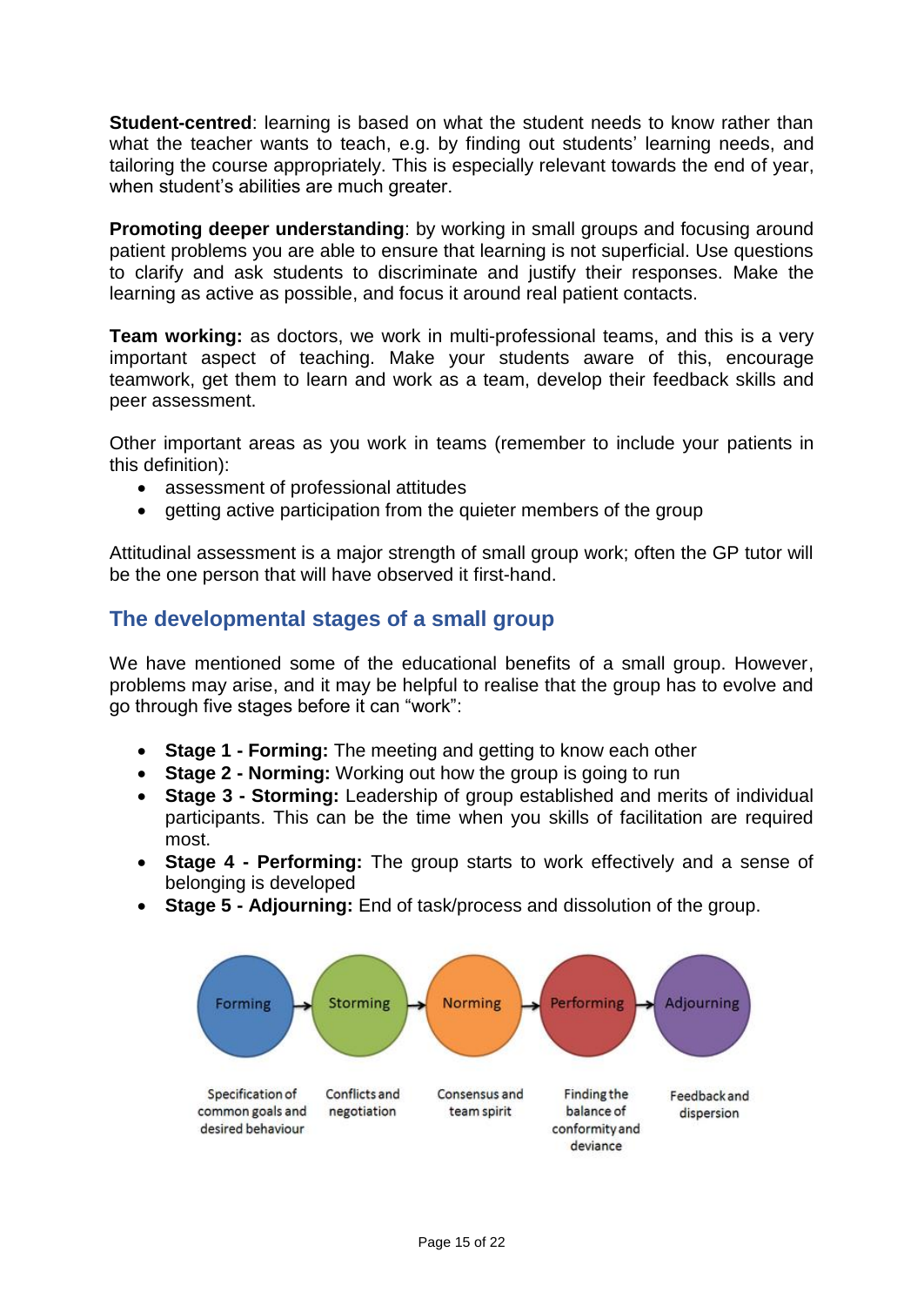**Student-centred**: learning is based on what the student needs to know rather than what the teacher wants to teach, e.g. by finding out students' learning needs, and tailoring the course appropriately. This is especially relevant towards the end of year, when student's abilities are much greater.

**Promoting deeper understanding**: by working in small groups and focusing around patient problems you are able to ensure that learning is not superficial. Use questions to clarify and ask students to discriminate and justify their responses. Make the learning as active as possible, and focus it around real patient contacts.

**Team working:** as doctors, we work in multi-professional teams, and this is a very important aspect of teaching. Make your students aware of this, encourage teamwork, get them to learn and work as a team, develop their feedback skills and peer assessment.

Other important areas as you work in teams (remember to include your patients in this definition):

- assessment of professional attitudes
- getting active participation from the quieter members of the group

Attitudinal assessment is a major strength of small group work; often the GP tutor will be the one person that will have observed it first-hand.

## The developmental stages of a small group

We have mentioned some of the educational benefits of a small group. However, problems may arise, and it may be helpful to realise that the group has to evolve and go through five stages before it can "work":

- **Stage 1 - Forming:** The meeting and getting to know each other
- **Stage 2 - Norming:** Working out how the group is going to run
- **Stage 3 - Storming:** Leadership of group established and merits of individual participants. This can be the time when you skills of facilitation are required most.
- **Stage 4 - Performing:** The group starts to work effectively and a sense of belonging is developed
- **Stage 5 - Adjourning:** End of task/process and dissolution of the group.

| Forming → | Storming → | Norming → | Performing → | Adjourning |
|---|---|---|---|---|
| Specification of common goals and desired behaviour | Conflicts and negotiation | Consensus and team spirit | Finding the balance of conformity and deviance | Feedback and dispersion |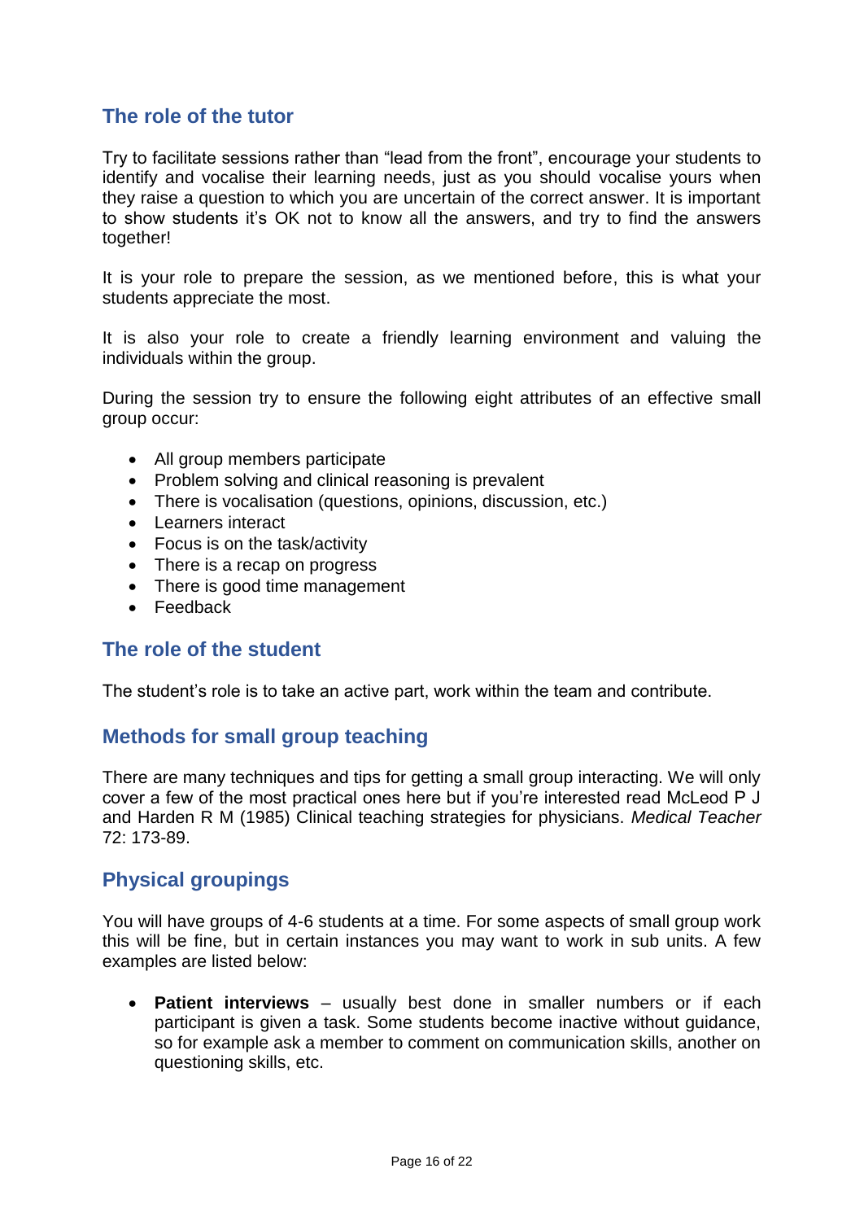## The role of the tutor

Try to facilitate sessions rather than "lead from the front", encourage your students to identify and vocalise their learning needs, just as you should vocalise yours when they raise a question to which you are uncertain of the correct answer. It is important to show students it's OK not to know all the answers, and try to find the answers together!

It is your role to prepare the session, as we mentioned before, this is what your students appreciate the most.

It is also your role to create a friendly learning environment and valuing the individuals within the group.

During the session try to ensure the following eight attributes of an effective small group occur:

- All group members participate
- Problem solving and clinical reasoning is prevalent
- There is vocalisation (questions, opinions, discussion, etc.)
- Learners interact
- Focus is on the task/activity
- There is a recap on progress
- There is good time management
- Feedback

## The role of the student

The student's role is to take an active part, work within the team and contribute.

## Methods for small group teaching

There are many techniques and tips for getting a small group interacting. We will only cover a few of the most practical ones here but if you're interested read McLeod P J and Harden R M (1985) Clinical teaching strategies for physicians. *Medical Teacher* 72: 173-89.

## Physical groupings

You will have groups of 4-6 students at a time. For some aspects of small group work this will be fine, but in certain instances you may want to work in sub units. A few examples are listed below:

- **Patient interviews** – usually best done in smaller numbers or if each participant is given a task. Some students become inactive without guidance, so for example ask a member to comment on communication skills, another on questioning skills, etc.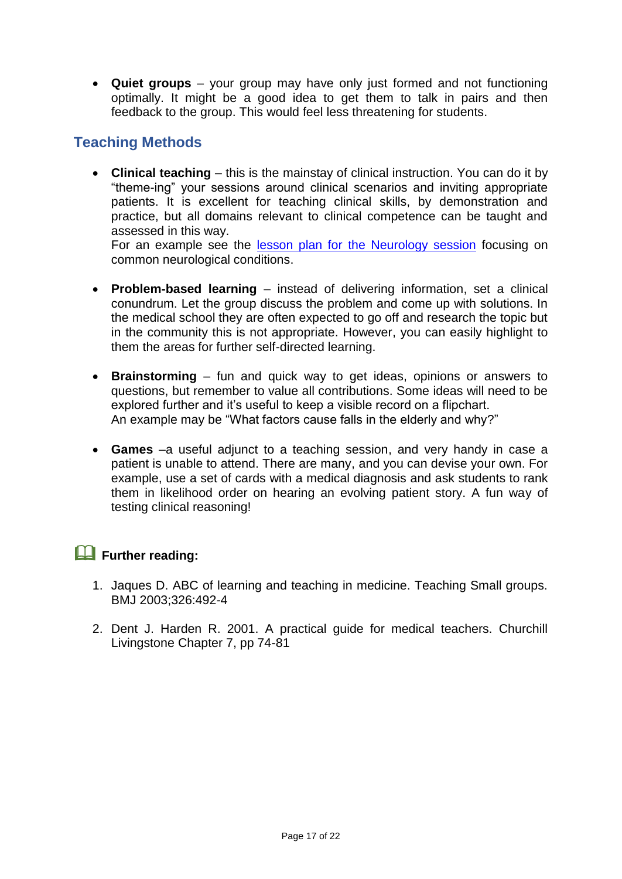- **Quiet groups** – your group may have only just formed and not functioning optimally. It might be a good idea to get them to talk in pairs and then feedback to the group. This would feel less threatening for students.

## Teaching Methods

- **Clinical teaching** – this is the mainstay of clinical instruction. You can do it by "theme-ing" your sessions around clinical scenarios and inviting appropriate patients. It is excellent for teaching clinical skills, by demonstration and practice, but all domains relevant to clinical competence can be taught and assessed in this way.
  For an example see the lesson plan for the Neurology session focusing on common neurological conditions.

- **Problem-based learning** – instead of delivering information, set a clinical conundrum. Let the group discuss the problem and come up with solutions. In the medical school they are often expected to go off and research the topic but in the community this is not appropriate. However, you can easily highlight to them the areas for further self-directed learning.

- **Brainstorming** – fun and quick way to get ideas, opinions or answers to questions, but remember to value all contributions. Some ideas will need to be explored further and it's useful to keep a visible record on a flipchart.
  An example may be "What factors cause falls in the elderly and why?"

- **Games** –a useful adjunct to a teaching session, and very handy in case a patient is unable to attend. There are many, and you can devise your own. For example, use a set of cards with a medical diagnosis and ask students to rank them in likelihood order on hearing an evolving patient story. A fun way of testing clinical reasoning!

**Further reading:**

1. Jaques D. ABC of learning and teaching in medicine. Teaching Small groups. BMJ 2003;326:492-4
2. Dent J. Harden R. 2001. A practical guide for medical teachers. Churchill Livingstone Chapter 7, pp 74-81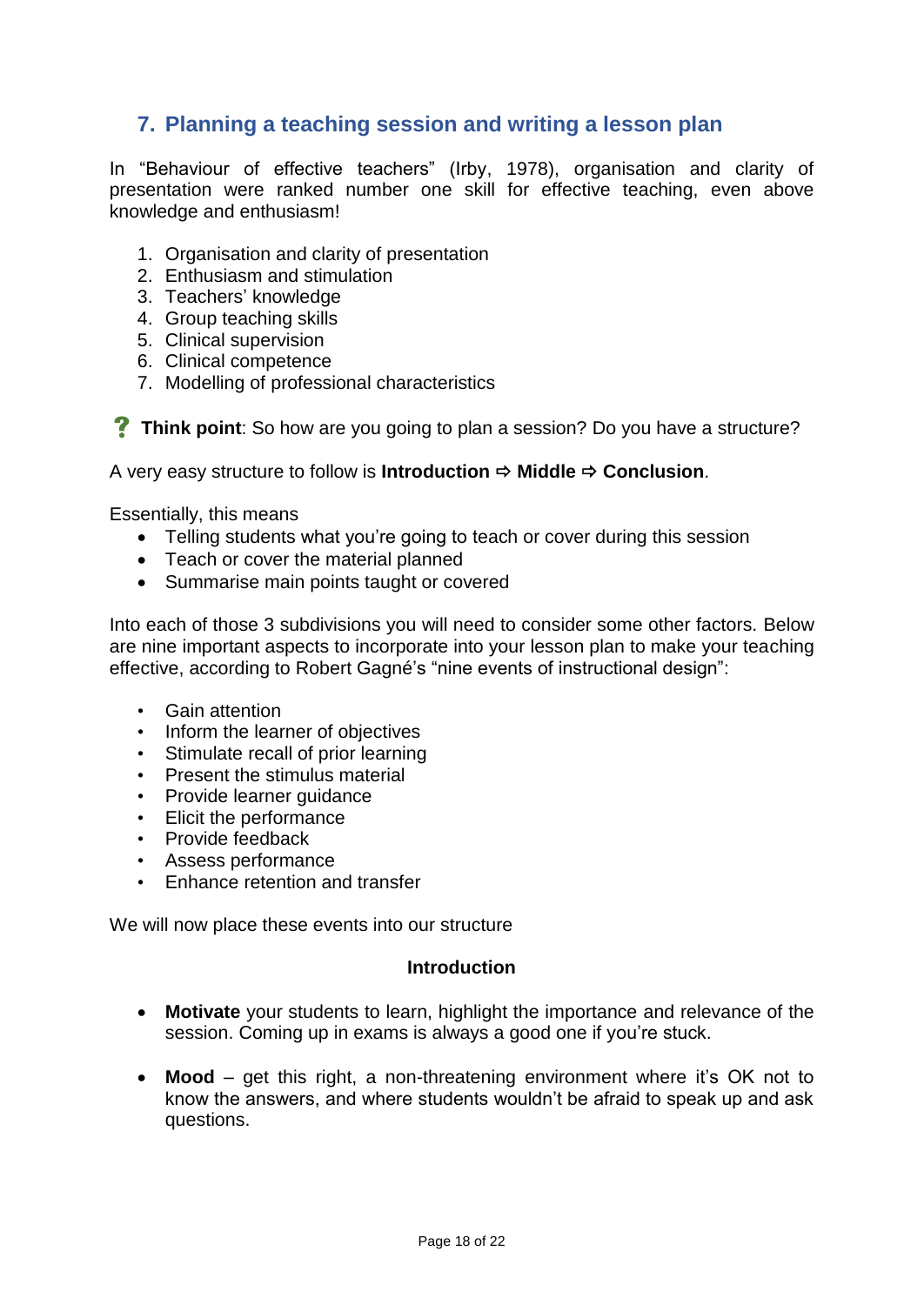## 7. Planning a teaching session and writing a lesson plan

In "Behaviour of effective teachers" (Irby, 1978), organisation and clarity of presentation were ranked number one skill for effective teaching, even above knowledge and enthusiasm!

1. Organisation and clarity of presentation
2. Enthusiasm and stimulation
3. Teachers' knowledge
4. Group teaching skills
5. Clinical supervision
6. Clinical competence
7. Modelling of professional characteristics

? **Think point**: So how are you going to plan a session? Do you have a structure?

A very easy structure to follow is **Introduction ⇨ Middle ⇨ Conclusion**.

Essentially, this means

- Telling students what you're going to teach or cover during this session
- Teach or cover the material planned
- Summarise main points taught or covered

Into each of those 3 subdivisions you will need to consider some other factors. Below are nine important aspects to incorporate into your lesson plan to make your teaching effective, according to Robert Gagné's "nine events of instructional design":

- Gain attention
- Inform the learner of objectives
- Stimulate recall of prior learning
- Present the stimulus material
- Provide learner guidance
- Elicit the performance
- Provide feedback
- Assess performance
- Enhance retention and transfer

We will now place these events into our structure

**Introduction**

- **Motivate** your students to learn, highlight the importance and relevance of the session. Coming up in exams is always a good one if you're stuck.

- **Mood** – get this right, a non-threatening environment where it's OK not to know the answers, and where students wouldn't be afraid to speak up and ask questions.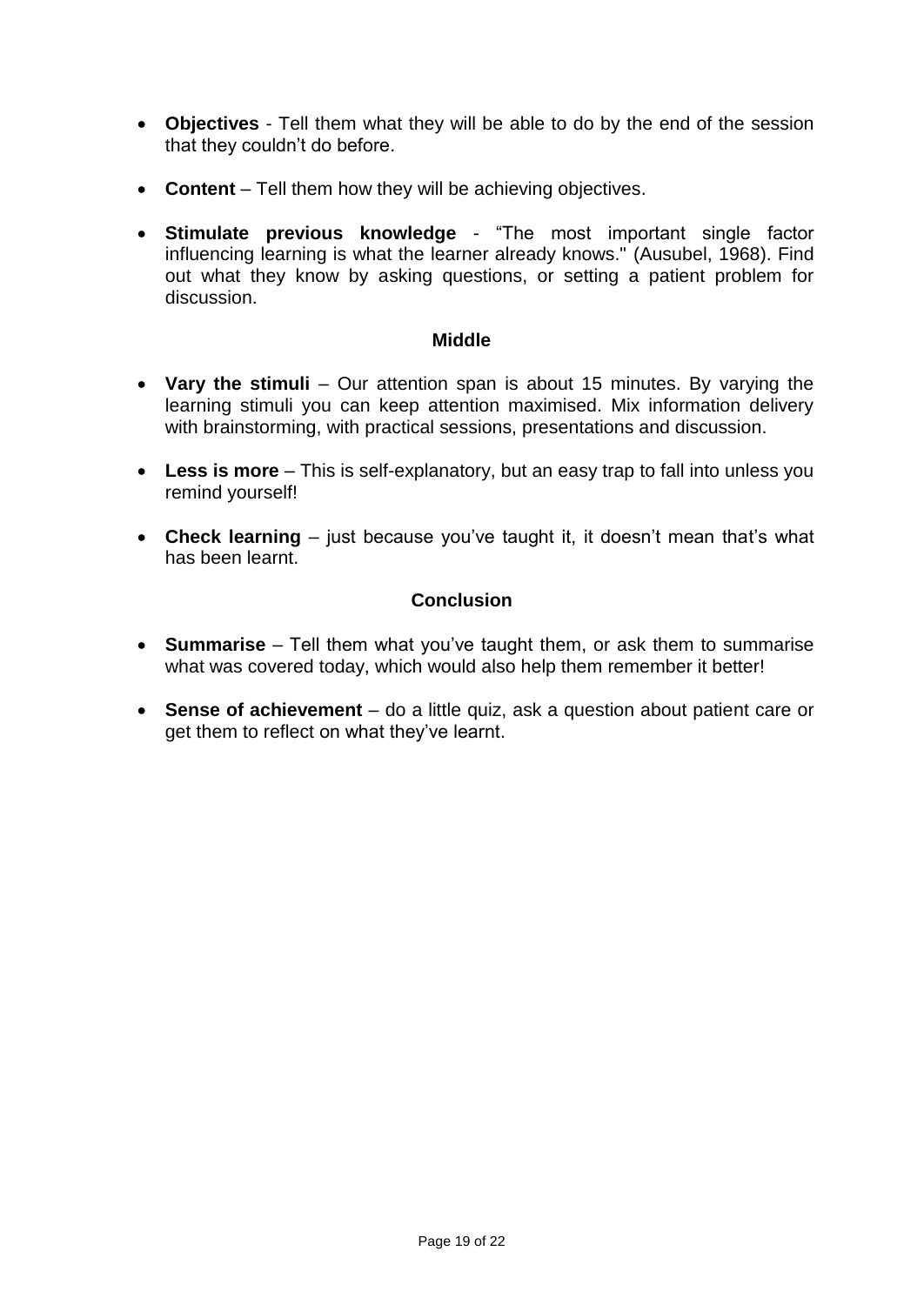- **Objectives** - Tell them what they will be able to do by the end of the session that they couldn't do before.
- **Content** – Tell them how they will be achieving objectives.
- **Stimulate previous knowledge** - "The most important single factor influencing learning is what the learner already knows." (Ausubel, 1968). Find out what they know by asking questions, or setting a patient problem for discussion.

### Middle

- **Vary the stimuli** – Our attention span is about 15 minutes. By varying the learning stimuli you can keep attention maximised. Mix information delivery with brainstorming, with practical sessions, presentations and discussion.
- **Less is more** – This is self-explanatory, but an easy trap to fall into unless you remind yourself!
- **Check learning** – just because you've taught it, it doesn't mean that's what has been learnt.

### Conclusion

- **Summarise** – Tell them what you've taught them, or ask them to summarise what was covered today, which would also help them remember it better!
- **Sense of achievement** – do a little quiz, ask a question about patient care or get them to reflect on what they've learnt.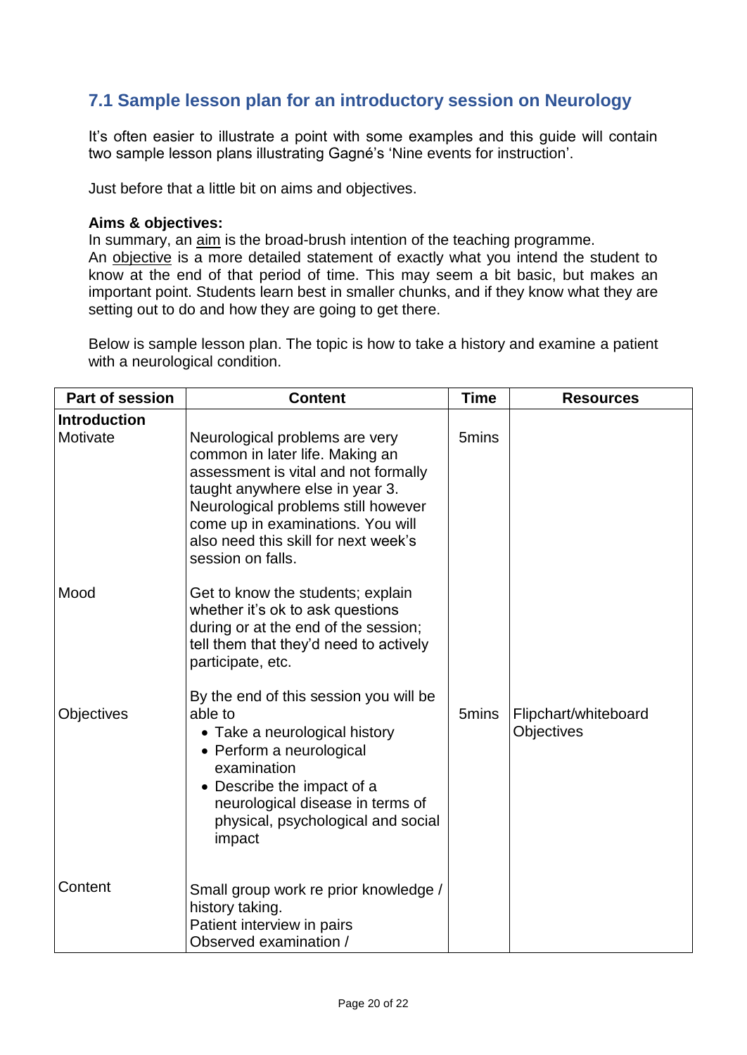## 7.1 Sample lesson plan for an introductory session on Neurology

It's often easier to illustrate a point with some examples and this guide will contain two sample lesson plans illustrating Gagné's 'Nine events for instruction'.

Just before that a little bit on aims and objectives.

**Aims & objectives:**
In summary, an aim is the broad-brush intention of the teaching programme.
An objective is a more detailed statement of exactly what you intend the student to know at the end of that period of time. This may seem a bit basic, but makes an important point. Students learn best in smaller chunks, and if they know what they are setting out to do and how they are going to get there.

Below is sample lesson plan. The topic is how to take a history and examine a patient with a neurological condition.

| Part of session | Content | Time | Resources |
|---|---|---|---|
| **Introduction** | | | |
| Motivate | Neurological problems are very common in later life. Making an assessment is vital and not formally taught anywhere else in year 3. Neurological problems still however come up in examinations. You will also need this skill for next week's session on falls. | 5mins | |
| Mood | Get to know the students; explain whether it's ok to ask questions during or at the end of the session; tell them that they'd need to actively participate, etc. | | |
| Objectives | By the end of this session you will be able to<br>• Take a neurological history<br>• Perform a neurological examination<br>• Describe the impact of a neurological disease in terms of physical, psychological and social impact | 5mins | Flipchart/whiteboard Objectives |
| Content | Small group work re prior knowledge / history taking.<br>Patient interview in pairs<br>Observed examination / | | |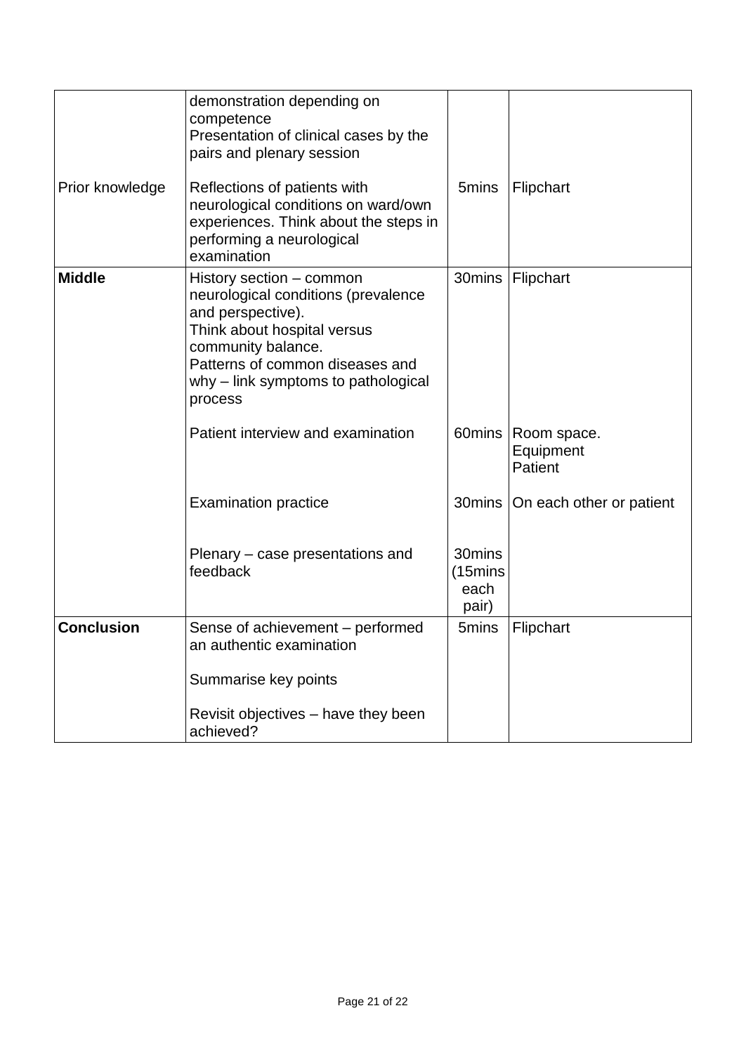| | | | |
|---|---|---|---|
| | demonstration depending on competence<br>Presentation of clinical cases by the pairs and plenary session | | |
| Prior knowledge | Reflections of patients with neurological conditions on ward/own experiences. Think about the steps in performing a neurological examination | 5mins | Flipchart |
| **Middle** | History section – common neurological conditions (prevalence and perspective).<br>Think about hospital versus community balance.<br>Patterns of common diseases and why – link symptoms to pathological process | 30mins | Flipchart |
| | Patient interview and examination | 60mins | Room space.<br>Equipment<br>Patient |
| | Examination practice | 30mins | On each other or patient |
| | Plenary – case presentations and feedback | 30mins (15mins each pair) | |
| **Conclusion** | Sense of achievement – performed an authentic examination<br><br>Summarise key points<br><br>Revisit objectives – have they been achieved? | 5mins | Flipchart |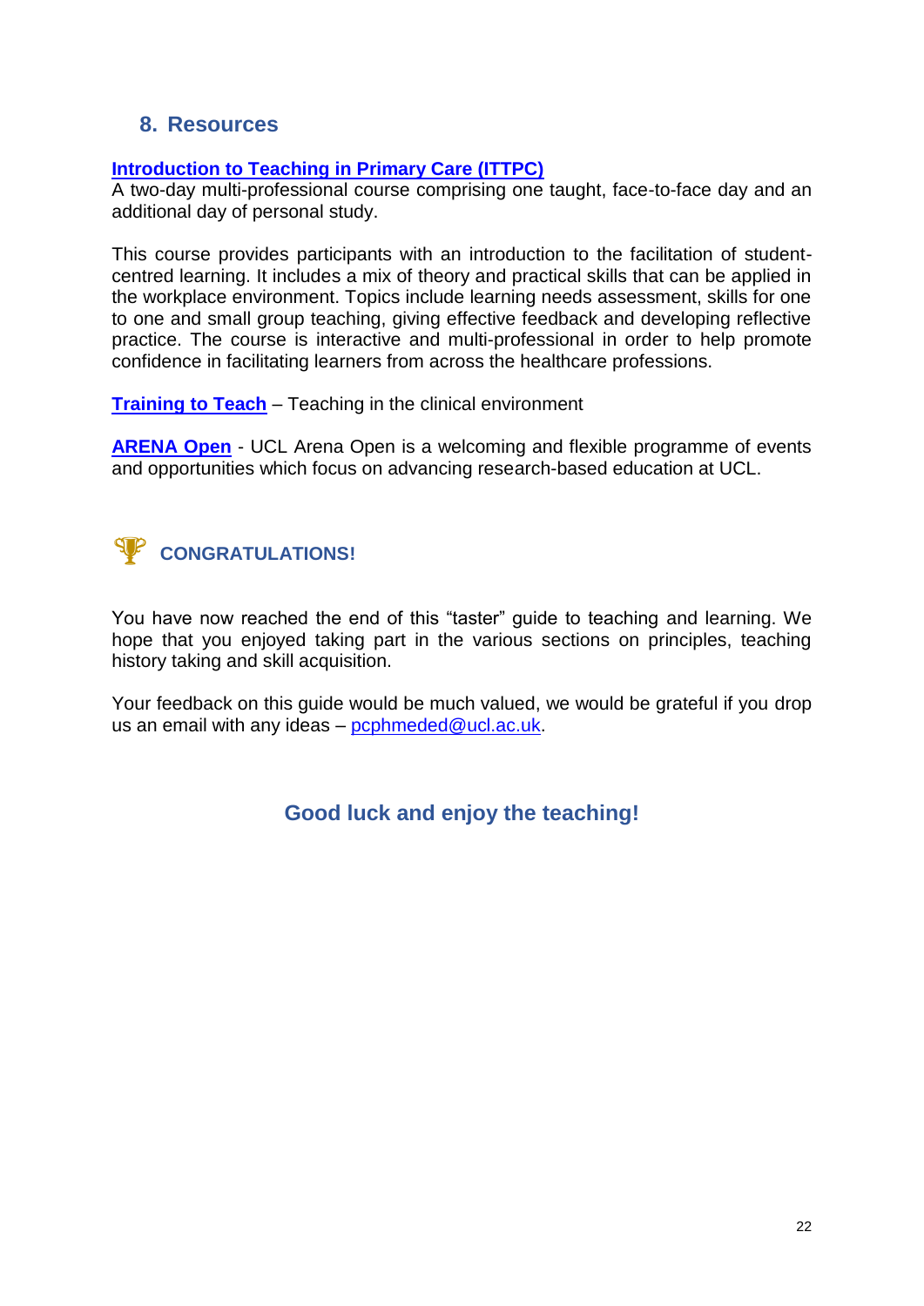## 8. Resources

**Introduction to Teaching in Primary Care (ITTPC)**
A two-day multi-professional course comprising one taught, face-to-face day and an additional day of personal study.

This course provides participants with an introduction to the facilitation of student-centred learning. It includes a mix of theory and practical skills that can be applied in the workplace environment. Topics include learning needs assessment, skills for one to one and small group teaching, giving effective feedback and developing reflective practice. The course is interactive and multi-professional in order to help promote confidence in facilitating learners from across the healthcare professions.

**Training to Teach** – Teaching in the clinical environment

**ARENA Open** - UCL Arena Open is a welcoming and flexible programme of events and opportunities which focus on advancing research-based education at UCL.

### CONGRATULATIONS!

You have now reached the end of this "taster" guide to teaching and learning. We hope that you enjoyed taking part in the various sections on principles, teaching history taking and skill acquisition.

Your feedback on this guide would be much valued, we would be grateful if you drop us an email with any ideas – pcphmeded@ucl.ac.uk.

**Good luck and enjoy the teaching!**